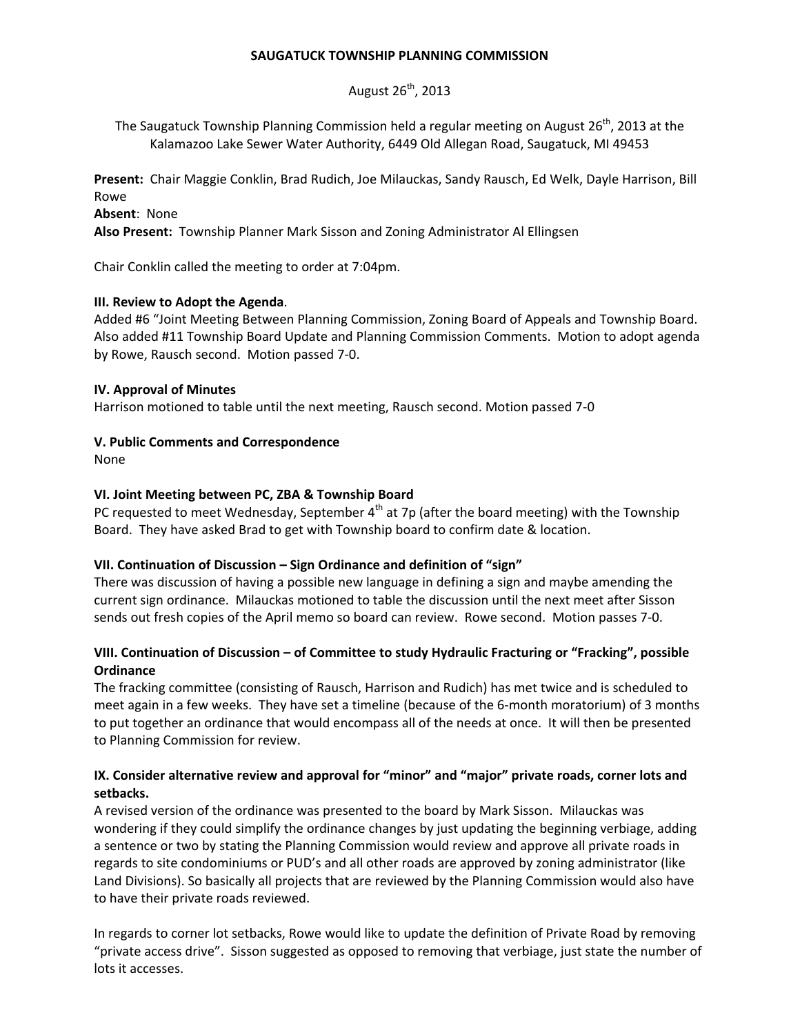# SAUGATUCK TOWNSHIP PLANNING COMMISSION

August 26th, 2013

The Saugatuck Township Planning Commission held a regular meeting on August 26th, 2013 at the Kalamazoo Lake Sewer Water Authority, 6449 Old Allegan Road, Saugatuck, MI 49453

**Present:** Chair Maggie Conklin, Brad Rudich, Joe Milauckas, Sandy Rausch, Ed Welk, Dayle Harrison, Bill Rowe
**Absent**: None
**Also Present:** Township Planner Mark Sisson and Zoning Administrator Al Ellingsen

Chair Conklin called the meeting to order at 7:04pm.

**III. Review to Adopt the Agenda**.
Added #6 "Joint Meeting Between Planning Commission, Zoning Board of Appeals and Township Board. Also added #11 Township Board Update and Planning Commission Comments. Motion to adopt agenda by Rowe, Rausch second. Motion passed 7-0.

**IV. Approval of Minutes**
Harrison motioned to table until the next meeting, Rausch second. Motion passed 7-0

**V. Public Comments and Correspondence**
None

**VI. Joint Meeting between PC, ZBA & Township Board**
PC requested to meet Wednesday, September 4th at 7p (after the board meeting) with the Township Board. They have asked Brad to get with Township board to confirm date & location.

**VII. Continuation of Discussion – Sign Ordinance and definition of "sign"**
There was discussion of having a possible new language in defining a sign and maybe amending the current sign ordinance. Milauckas motioned to table the discussion until the next meet after Sisson sends out fresh copies of the April memo so board can review. Rowe second. Motion passes 7-0.

**VIII. Continuation of Discussion – of Committee to study Hydraulic Fracturing or "Fracking", possible Ordinance**
The fracking committee (consisting of Rausch, Harrison and Rudich) has met twice and is scheduled to meet again in a few weeks. They have set a timeline (because of the 6-month moratorium) of 3 months to put together an ordinance that would encompass all of the needs at once. It will then be presented to Planning Commission for review.

**IX. Consider alternative review and approval for "minor" and "major" private roads, corner lots and setbacks.**
A revised version of the ordinance was presented to the board by Mark Sisson. Milauckas was wondering if they could simplify the ordinance changes by just updating the beginning verbiage, adding a sentence or two by stating the Planning Commission would review and approve all private roads in regards to site condominiums or PUD's and all other roads are approved by zoning administrator (like Land Divisions). So basically all projects that are reviewed by the Planning Commission would also have to have their private roads reviewed.

In regards to corner lot setbacks, Rowe would like to update the definition of Private Road by removing "private access drive". Sisson suggested as opposed to removing that verbiage, just state the number of lots it accesses.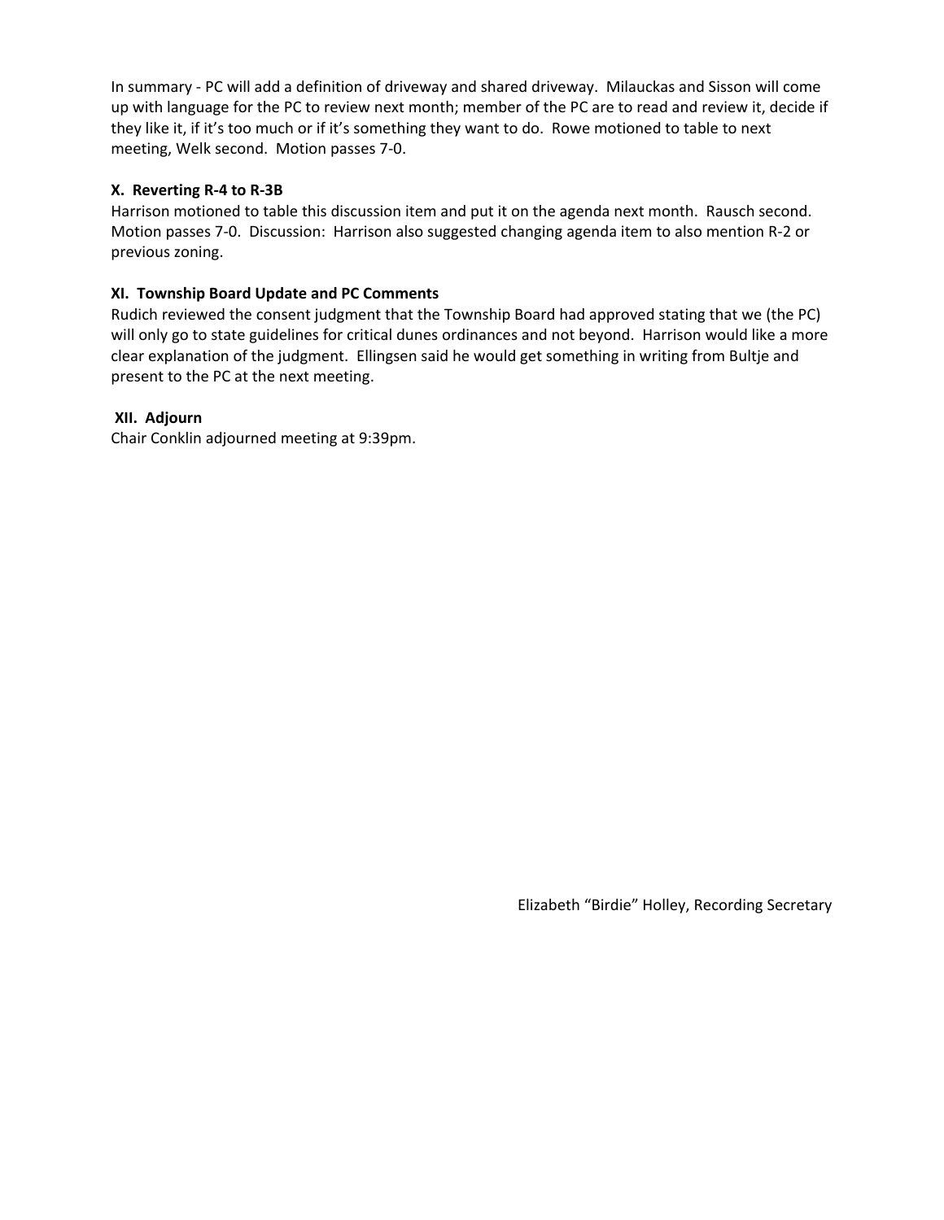In summary - PC will add a definition of driveway and shared driveway. Milauckas and Sisson will come up with language for the PC to review next month; member of the PC are to read and review it, decide if they like it, if it's too much or if it's something they want to do. Rowe motioned to table to next meeting, Welk second. Motion passes 7-0.

**X. Reverting R-4 to R-3B**

Harrison motioned to table this discussion item and put it on the agenda next month. Rausch second. Motion passes 7-0. Discussion: Harrison also suggested changing agenda item to also mention R-2 or previous zoning.

**XI. Township Board Update and PC Comments**

Rudich reviewed the consent judgment that the Township Board had approved stating that we (the PC) will only go to state guidelines for critical dunes ordinances and not beyond. Harrison would like a more clear explanation of the judgment. Ellingsen said he would get something in writing from Bultje and present to the PC at the next meeting.

**XII. Adjourn**

Chair Conklin adjourned meeting at 9:39pm.

Elizabeth "Birdie" Holley, Recording Secretary